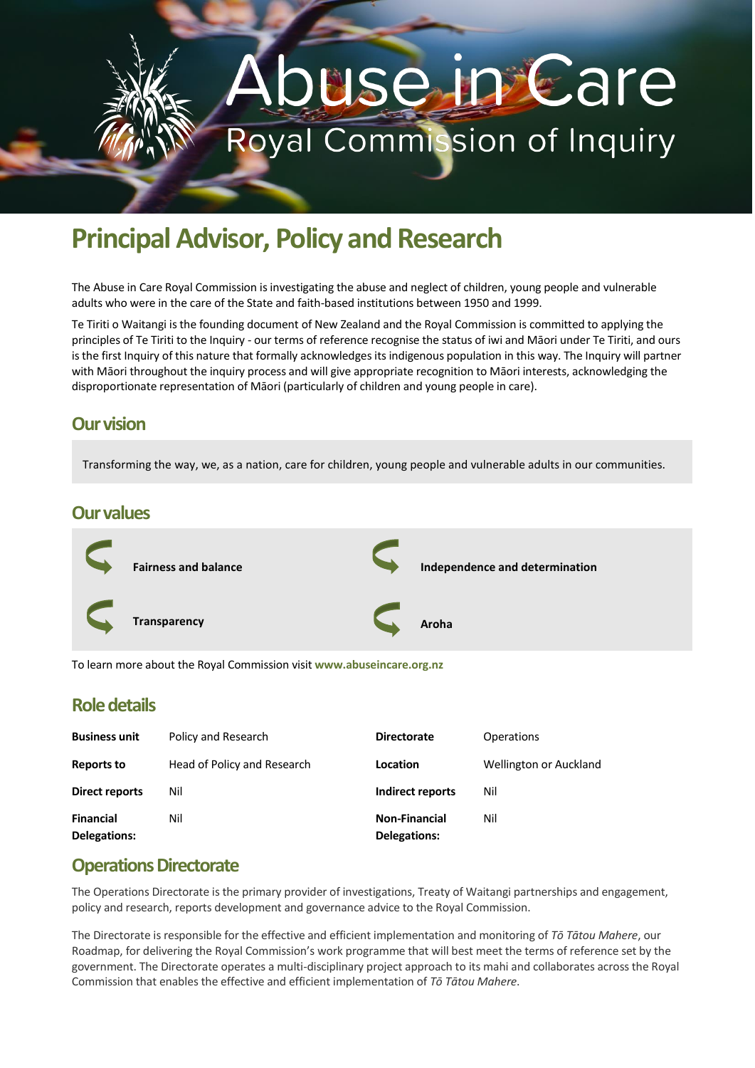Abuse in Care

Royal Commission of Inquiry

# Principal Advisor, Policy and Research

The Abuse in Care Royal Commission is investigating the abuse and neglect of children, young people and vulnerable adults who were in the care of the State and faith-based institutions between 1950 and 1999.

Te Tiriti o Waitangi is the founding document of New Zealand and the Royal Commission is committed to applying the principles of Te Tiriti to the Inquiry - our terms of reference recognise the status of iwi and Māori under Te Tiriti, and ours is the first Inquiry of this nature that formally acknowledges its indigenous population in this way. The Inquiry will partner with Māori throughout the inquiry process and will give appropriate recognition to Māori interests, acknowledging the disproportionate representation of Māori (particularly of children and young people in care).

## Our vision

Transforming the way, we, as a nation, care for children, young people and vulnerable adults in our communities.

## Our values

- **Fairness and balance**
- **Independence and determination**
- **Transparency**
- **Aroha**

To learn more about the Royal Commission visit **www.abuseincare.org.nz**

## Role details

| | | | |
|---|---|---|---|
| **Business unit** | Policy and Research | **Directorate** | Operations |
| **Reports to** | Head of Policy and Research | **Location** | Wellington or Auckland |
| **Direct reports** | Nil | **Indirect reports** | Nil |
| **Financial Delegations:** | Nil | **Non-Financial Delegations:** | Nil |

## Operations Directorate

The Operations Directorate is the primary provider of investigations, Treaty of Waitangi partnerships and engagement, policy and research, reports development and governance advice to the Royal Commission.

The Directorate is responsible for the effective and efficient implementation and monitoring of *Tō Tātou Mahere*, our Roadmap, for delivering the Royal Commission's work programme that will best meet the terms of reference set by the government. The Directorate operates a multi-disciplinary project approach to its mahi and collaborates across the Royal Commission that enables the effective and efficient implementation of *Tō Tātou Mahere*.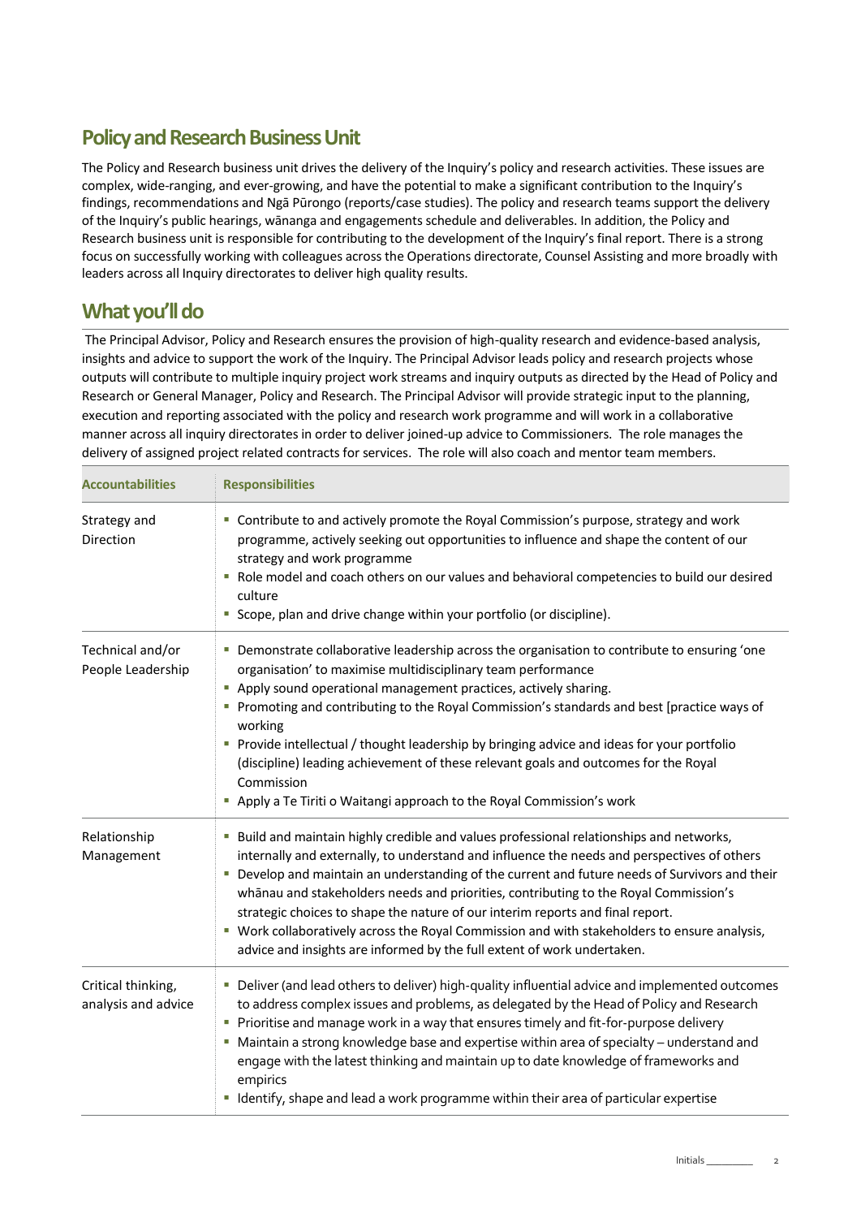## Policy and Research Business Unit

The Policy and Research business unit drives the delivery of the Inquiry's policy and research activities. These issues are complex, wide-ranging, and ever-growing, and have the potential to make a significant contribution to the Inquiry's findings, recommendations and Ngā Pūrongo (reports/case studies). The policy and research teams support the delivery of the Inquiry's public hearings, wānanga and engagements schedule and deliverables. In addition, the Policy and Research business unit is responsible for contributing to the development of the Inquiry's final report. There is a strong focus on successfully working with colleagues across the Operations directorate, Counsel Assisting and more broadly with leaders across all Inquiry directorates to deliver high quality results.

## What you'll do

The Principal Advisor, Policy and Research ensures the provision of high-quality research and evidence-based analysis, insights and advice to support the work of the Inquiry. The Principal Advisor leads policy and research projects whose outputs will contribute to multiple inquiry project work streams and inquiry outputs as directed by the Head of Policy and Research or General Manager, Policy and Research. The Principal Advisor will provide strategic input to the planning, execution and reporting associated with the policy and research work programme and will work in a collaborative manner across all inquiry directorates in order to deliver joined-up advice to Commissioners. The role manages the delivery of assigned project related contracts for services. The role will also coach and mentor team members.

| Accountabilities | Responsibilities |
|---|---|
| Strategy and Direction | ▪ Contribute to and actively promote the Royal Commission's purpose, strategy and work programme, actively seeking out opportunities to influence and shape the content of our strategy and work programme<br>▪ Role model and coach others on our values and behavioral competencies to build our desired culture<br>▪ Scope, plan and drive change within your portfolio (or discipline). |
| Technical and/or People Leadership | ▪ Demonstrate collaborative leadership across the organisation to contribute to ensuring 'one organisation' to maximise multidisciplinary team performance<br>▪ Apply sound operational management practices, actively sharing.<br>▪ Promoting and contributing to the Royal Commission's standards and best [practice ways of working<br>▪ Provide intellectual / thought leadership by bringing advice and ideas for your portfolio (discipline) leading achievement of these relevant goals and outcomes for the Royal Commission<br>▪ Apply a Te Tiriti o Waitangi approach to the Royal Commission's work |
| Relationship Management | ▪ Build and maintain highly credible and values professional relationships and networks, internally and externally, to understand and influence the needs and perspectives of others<br>▪ Develop and maintain an understanding of the current and future needs of Survivors and their whānau and stakeholders needs and priorities, contributing to the Royal Commission's strategic choices to shape the nature of our interim reports and final report.<br>▪ Work collaboratively across the Royal Commission and with stakeholders to ensure analysis, advice and insights are informed by the full extent of work undertaken. |
| Critical thinking, analysis and advice | ▪ Deliver (and lead others to deliver) high-quality influential advice and implemented outcomes to address complex issues and problems, as delegated by the Head of Policy and Research<br>▪ Prioritise and manage work in a way that ensures timely and fit-for-purpose delivery<br>▪ Maintain a strong knowledge base and expertise within area of specialty – understand and engage with the latest thinking and maintain up to date knowledge of frameworks and empirics<br>▪ Identify, shape and lead a work programme within their area of particular expertise |

Initials ________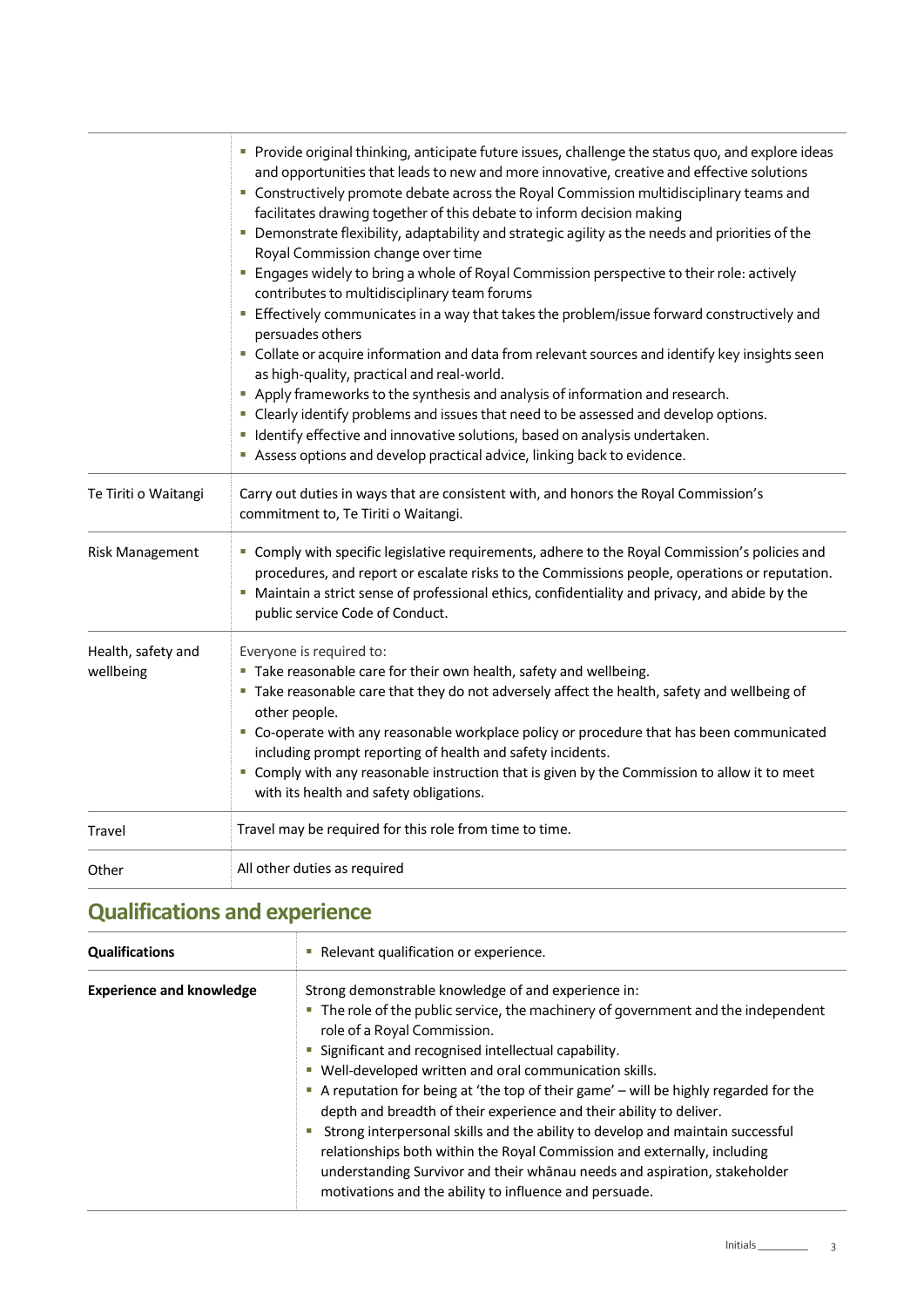| | |
|---|---|
| | ▪ Provide original thinking, anticipate future issues, challenge the status quo, and explore ideas and opportunities that leads to new and more innovative, creative and effective solutions<br>▪ Constructively promote debate across the Royal Commission multidisciplinary teams and facilitates drawing together of this debate to inform decision making<br>▪ Demonstrate flexibility, adaptability and strategic agility as the needs and priorities of the Royal Commission change over time<br>▪ Engages widely to bring a whole of Royal Commission perspective to their role: actively contributes to multidisciplinary team forums<br>▪ Effectively communicates in a way that takes the problem/issue forward constructively and persuades others<br>▪ Collate or acquire information and data from relevant sources and identify key insights seen as high-quality, practical and real-world.<br>▪ Apply frameworks to the synthesis and analysis of information and research.<br>▪ Clearly identify problems and issues that need to be assessed and develop options.<br>▪ Identify effective and innovative solutions, based on analysis undertaken.<br>▪ Assess options and develop practical advice, linking back to evidence. |
| Te Tiriti o Waitangi | Carry out duties in ways that are consistent with, and honors the Royal Commission's commitment to, Te Tiriti o Waitangi. |
| Risk Management | ▪ Comply with specific legislative requirements, adhere to the Royal Commission's policies and procedures, and report or escalate risks to the Commissions people, operations or reputation.<br>▪ Maintain a strict sense of professional ethics, confidentiality and privacy, and abide by the public service Code of Conduct. |
| Health, safety and wellbeing | Everyone is required to:<br>▪ Take reasonable care for their own health, safety and wellbeing.<br>▪ Take reasonable care that they do not adversely affect the health, safety and wellbeing of other people.<br>▪ Co-operate with any reasonable workplace policy or procedure that has been communicated including prompt reporting of health and safety incidents.<br>▪ Comply with any reasonable instruction that is given by the Commission to allow it to meet with its health and safety obligations. |
| Travel | Travel may be required for this role from time to time. |
| Other | All other duties as required |

## Qualifications and experience

| | |
|---|---|
| **Qualifications** | ▪ Relevant qualification or experience. |
| **Experience and knowledge** | Strong demonstrable knowledge of and experience in:<br>▪ The role of the public service, the machinery of government and the independent role of a Royal Commission.<br>▪ Significant and recognised intellectual capability.<br>▪ Well-developed written and oral communication skills.<br>▪ A reputation for being at 'the top of their game' – will be highly regarded for the depth and breadth of their experience and their ability to deliver.<br>▪ Strong interpersonal skills and the ability to develop and maintain successful relationships both within the Royal Commission and externally, including understanding Survivor and their whānau needs and aspiration, stakeholder motivations and the ability to influence and persuade. |

Initials _________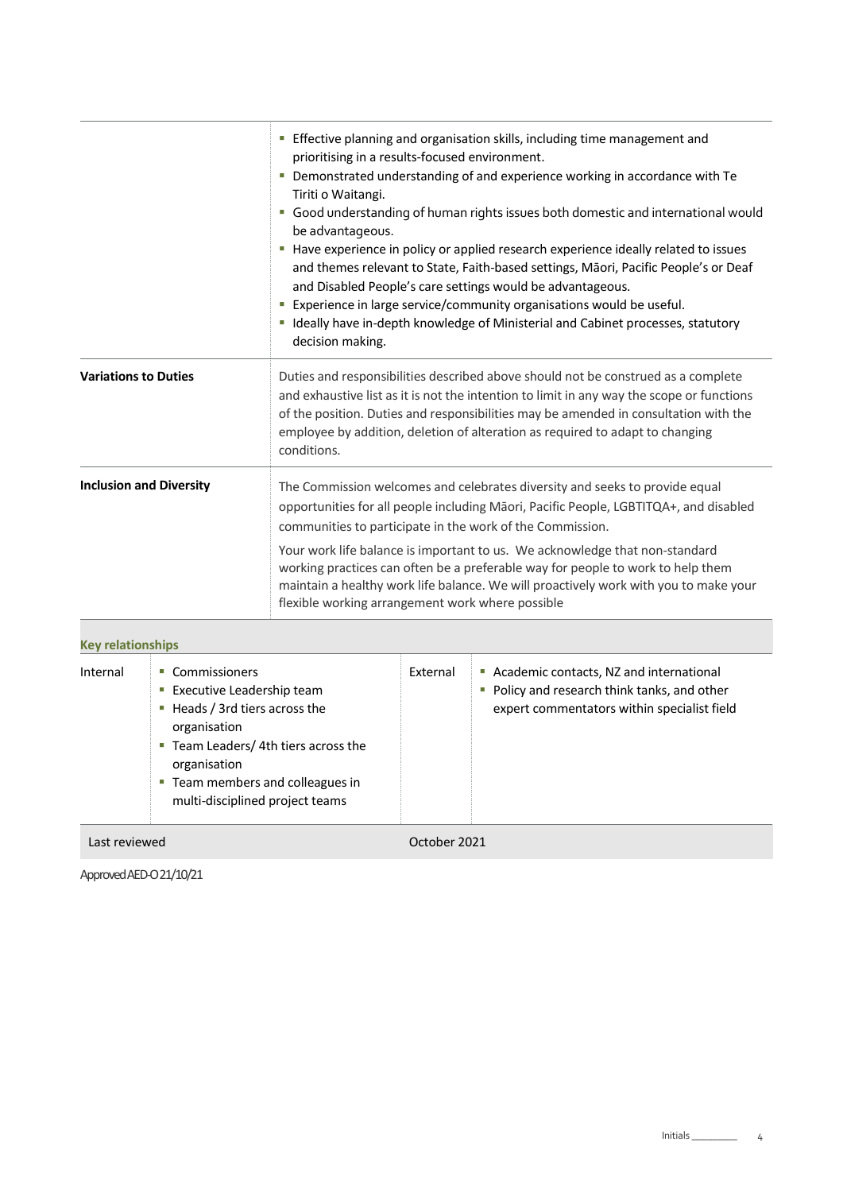| | |
|---|---|
| | ▪ Effective planning and organisation skills, including time management and prioritising in a results-focused environment.<br>▪ Demonstrated understanding of and experience working in accordance with Te Tiriti o Waitangi.<br>▪ Good understanding of human rights issues both domestic and international would be advantageous.<br>▪ Have experience in policy or applied research experience ideally related to issues and themes relevant to State, Faith-based settings, Māori, Pacific People's or Deaf and Disabled People's care settings would be advantageous.<br>▪ Experience in large service/community organisations would be useful.<br>▪ Ideally have in-depth knowledge of Ministerial and Cabinet processes, statutory decision making. |
| **Variations to Duties** | Duties and responsibilities described above should not be construed as a complete and exhaustive list as it is not the intention to limit in any way the scope or functions of the position. Duties and responsibilities may be amended in consultation with the employee by addition, deletion of alteration as required to adapt to changing conditions. |
| **Inclusion and Diversity** | The Commission welcomes and celebrates diversity and seeks to provide equal opportunities for all people including Māori, Pacific People, LGBTITQA+, and disabled communities to participate in the work of the Commission.<br><br>Your work life balance is important to us. We acknowledge that non-standard working practices can often be a preferable way for people to work to help them maintain a healthy work life balance. We will proactively work with you to make your flexible working arrangement work where possible |

## Key relationships

| | | | |
|---|---|---|---|
| Internal | ▪ Commissioners<br>▪ Executive Leadership team<br>▪ Heads / 3rd tiers across the organisation<br>▪ Team Leaders/ 4th tiers across the organisation<br>▪ Team members and colleagues in multi-disciplined project teams | External | ▪ Academic contacts, NZ and international<br>▪ Policy and research think tanks, and other expert commentators within specialist field |

| | |
|---|---|
| Last reviewed | October 2021 |

Approved AED-O 21/10/21

Initials ________